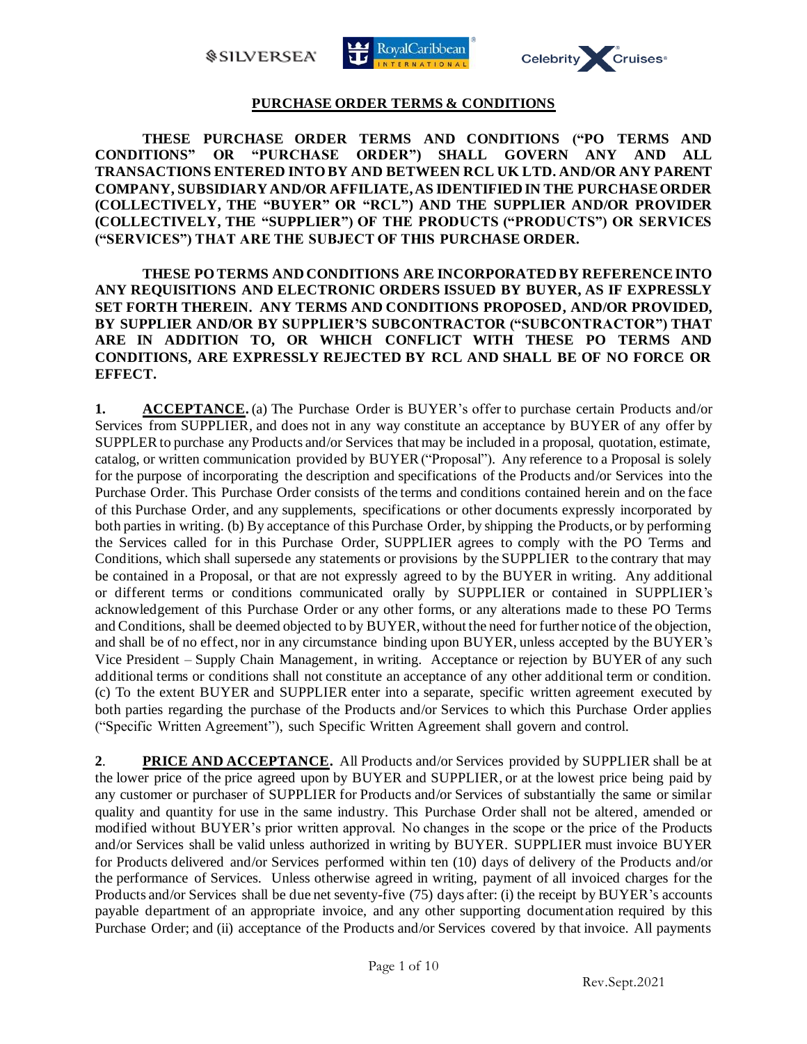# PURCHASE ORDER TERMS & CONDITIONS

**THESE PURCHASE ORDER TERMS AND CONDITIONS ("PO TERMS AND CONDITIONS" OR "PURCHASE ORDER") SHALL GOVERN ANY AND ALL TRANSACTIONS ENTERED INTO BY AND BETWEEN RCL UK LTD. AND/OR ANY PARENT COMPANY, SUBSIDIARY AND/OR AFFILIATE, AS IDENTIFIED IN THE PURCHASE ORDER (COLLECTIVELY, THE "BUYER" OR "RCL") AND THE SUPPLIER AND/OR PROVIDER (COLLECTIVELY, THE "SUPPLIER") OF THE PRODUCTS ("PRODUCTS") OR SERVICES ("SERVICES") THAT ARE THE SUBJECT OF THIS PURCHASE ORDER.**

**THESE PO TERMS AND CONDITIONS ARE INCORPORATED BY REFERENCE INTO ANY REQUISITIONS AND ELECTRONIC ORDERS ISSUED BY BUYER, AS IF EXPRESSLY SET FORTH THEREIN. ANY TERMS AND CONDITIONS PROPOSED, AND/OR PROVIDED, BY SUPPLIER AND/OR BY SUPPLIER'S SUBCONTRACTOR ("SUBCONTRACTOR") THAT ARE IN ADDITION TO, OR WHICH CONFLICT WITH THESE PO TERMS AND CONDITIONS, ARE EXPRESSLY REJECTED BY RCL AND SHALL BE OF NO FORCE OR EFFECT.**

**1. ACCEPTANCE.** (a) The Purchase Order is BUYER's offer to purchase certain Products and/or Services from SUPPLIER, and does not in any way constitute an acceptance by BUYER of any offer by SUPPLER to purchase any Products and/or Services that may be included in a proposal, quotation, estimate, catalog, or written communication provided by BUYER ("Proposal"). Any reference to a Proposal is solely for the purpose of incorporating the description and specifications of the Products and/or Services into the Purchase Order. This Purchase Order consists of the terms and conditions contained herein and on the face of this Purchase Order, and any supplements, specifications or other documents expressly incorporated by both parties in writing. (b) By acceptance of this Purchase Order, by shipping the Products, or by performing the Services called for in this Purchase Order, SUPPLIER agrees to comply with the PO Terms and Conditions, which shall supersede any statements or provisions by the SUPPLIER to the contrary that may be contained in a Proposal, or that are not expressly agreed to by the BUYER in writing. Any additional or different terms or conditions communicated orally by SUPPLIER or contained in SUPPLIER's acknowledgement of this Purchase Order or any other forms, or any alterations made to these PO Terms and Conditions, shall be deemed objected to by BUYER, without the need for further notice of the objection, and shall be of no effect, nor in any circumstance binding upon BUYER, unless accepted by the BUYER's Vice President – Supply Chain Management, in writing. Acceptance or rejection by BUYER of any such additional terms or conditions shall not constitute an acceptance of any other additional term or condition. (c) To the extent BUYER and SUPPLIER enter into a separate, specific written agreement executed by both parties regarding the purchase of the Products and/or Services to which this Purchase Order applies ("Specific Written Agreement"), such Specific Written Agreement shall govern and control.

**2. PRICE AND ACCEPTANCE.** All Products and/or Services provided by SUPPLIER shall be at the lower price of the price agreed upon by BUYER and SUPPLIER, or at the lowest price being paid by any customer or purchaser of SUPPLIER for Products and/or Services of substantially the same or similar quality and quantity for use in the same industry. This Purchase Order shall not be altered, amended or modified without BUYER's prior written approval. No changes in the scope or the price of the Products and/or Services shall be valid unless authorized in writing by BUYER. SUPPLIER must invoice BUYER for Products delivered and/or Services performed within ten (10) days of delivery of the Products and/or the performance of Services. Unless otherwise agreed in writing, payment of all invoiced charges for the Products and/or Services shall be due net seventy-five (75) days after: (i) the receipt by BUYER's accounts payable department of an appropriate invoice, and any other supporting documentation required by this Purchase Order; and (ii) acceptance of the Products and/or Services covered by that invoice. All payments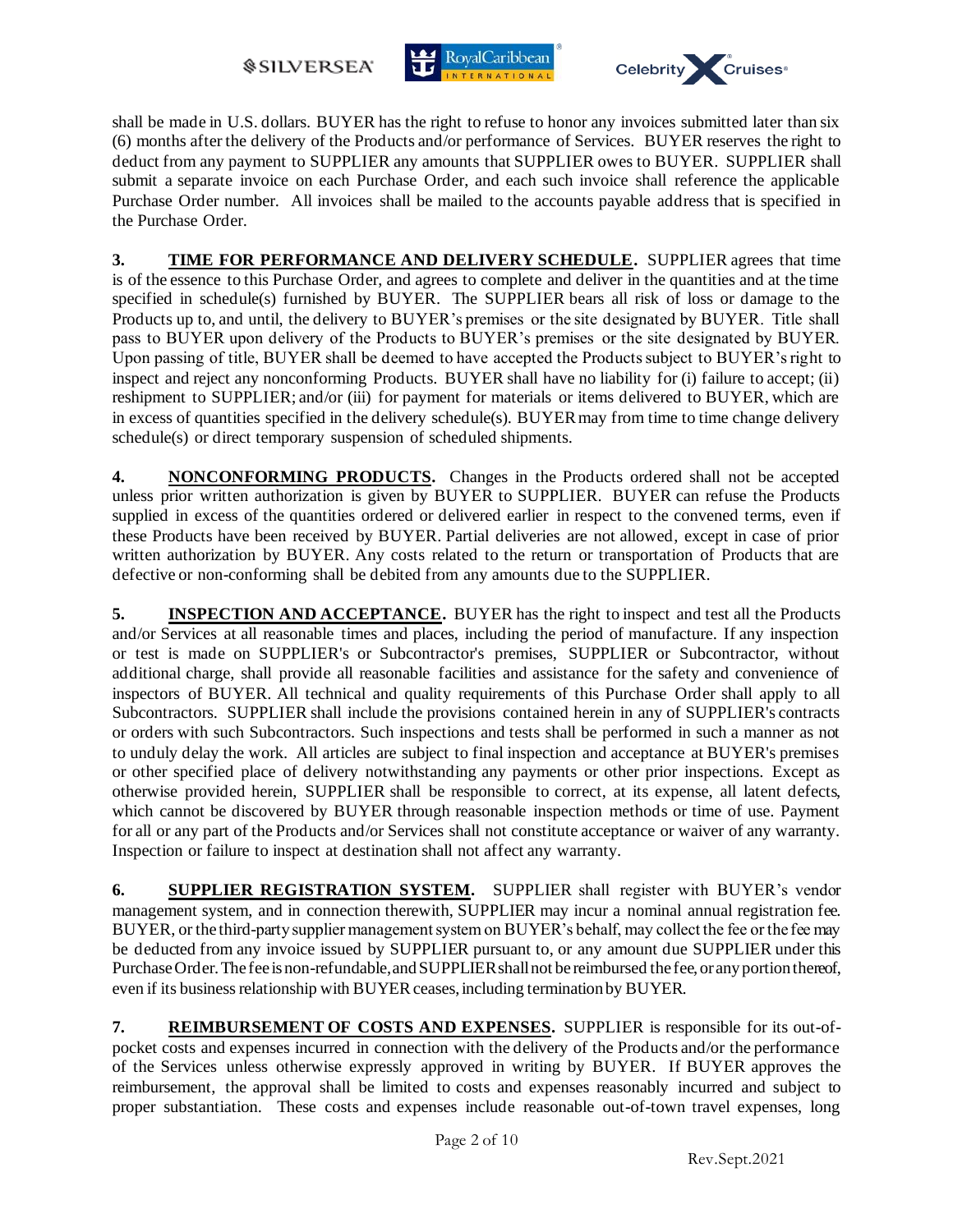shall be made in U.S. dollars. BUYER has the right to refuse to honor any invoices submitted later than six (6) months after the delivery of the Products and/or performance of Services. BUYER reserves the right to deduct from any payment to SUPPLIER any amounts that SUPPLIER owes to BUYER. SUPPLIER shall submit a separate invoice on each Purchase Order, and each such invoice shall reference the applicable Purchase Order number. All invoices shall be mailed to the accounts payable address that is specified in the Purchase Order.

**3. TIME FOR PERFORMANCE AND DELIVERY SCHEDULE.** SUPPLIER agrees that time is of the essence to this Purchase Order, and agrees to complete and deliver in the quantities and at the time specified in schedule(s) furnished by BUYER. The SUPPLIER bears all risk of loss or damage to the Products up to, and until, the delivery to BUYER's premises or the site designated by BUYER. Title shall pass to BUYER upon delivery of the Products to BUYER's premises or the site designated by BUYER. Upon passing of title, BUYER shall be deemed to have accepted the Products subject to BUYER's right to inspect and reject any nonconforming Products. BUYER shall have no liability for (i) failure to accept; (ii) reshipment to SUPPLIER; and/or (iii) for payment for materials or items delivered to BUYER, which are in excess of quantities specified in the delivery schedule(s). BUYER may from time to time change delivery schedule(s) or direct temporary suspension of scheduled shipments.

**4. NONCONFORMING PRODUCTS.** Changes in the Products ordered shall not be accepted unless prior written authorization is given by BUYER to SUPPLIER. BUYER can refuse the Products supplied in excess of the quantities ordered or delivered earlier in respect to the convened terms, even if these Products have been received by BUYER. Partial deliveries are not allowed, except in case of prior written authorization by BUYER. Any costs related to the return or transportation of Products that are defective or non-conforming shall be debited from any amounts due to the SUPPLIER.

**5. INSPECTION AND ACCEPTANCE.** BUYER has the right to inspect and test all the Products and/or Services at all reasonable times and places, including the period of manufacture. If any inspection or test is made on SUPPLIER's or Subcontractor's premises, SUPPLIER or Subcontractor, without additional charge, shall provide all reasonable facilities and assistance for the safety and convenience of inspectors of BUYER. All technical and quality requirements of this Purchase Order shall apply to all Subcontractors. SUPPLIER shall include the provisions contained herein in any of SUPPLIER's contracts or orders with such Subcontractors. Such inspections and tests shall be performed in such a manner as not to unduly delay the work. All articles are subject to final inspection and acceptance at BUYER's premises or other specified place of delivery notwithstanding any payments or other prior inspections. Except as otherwise provided herein, SUPPLIER shall be responsible to correct, at its expense, all latent defects, which cannot be discovered by BUYER through reasonable inspection methods or time of use. Payment for all or any part of the Products and/or Services shall not constitute acceptance or waiver of any warranty. Inspection or failure to inspect at destination shall not affect any warranty.

**6. SUPPLIER REGISTRATION SYSTEM.** SUPPLIER shall register with BUYER's vendor management system, and in connection therewith, SUPPLIER may incur a nominal annual registration fee. BUYER, or the third-party supplier management system on BUYER's behalf, may collect the fee or the fee may be deducted from any invoice issued by SUPPLIER pursuant to, or any amount due SUPPLIER under this Purchase Order. The fee is non-refundable, and SUPPLIER shall not be reimbursed the fee, or any portion thereof, even if its business relationship with BUYER ceases, including termination by BUYER.

**7. REIMBURSEMENT OF COSTS AND EXPENSES.** SUPPLIER is responsible for its out-of-pocket costs and expenses incurred in connection with the delivery of the Products and/or the performance of the Services unless otherwise expressly approved in writing by BUYER. If BUYER approves the reimbursement, the approval shall be limited to costs and expenses reasonably incurred and subject to proper substantiation. These costs and expenses include reasonable out-of-town travel expenses, long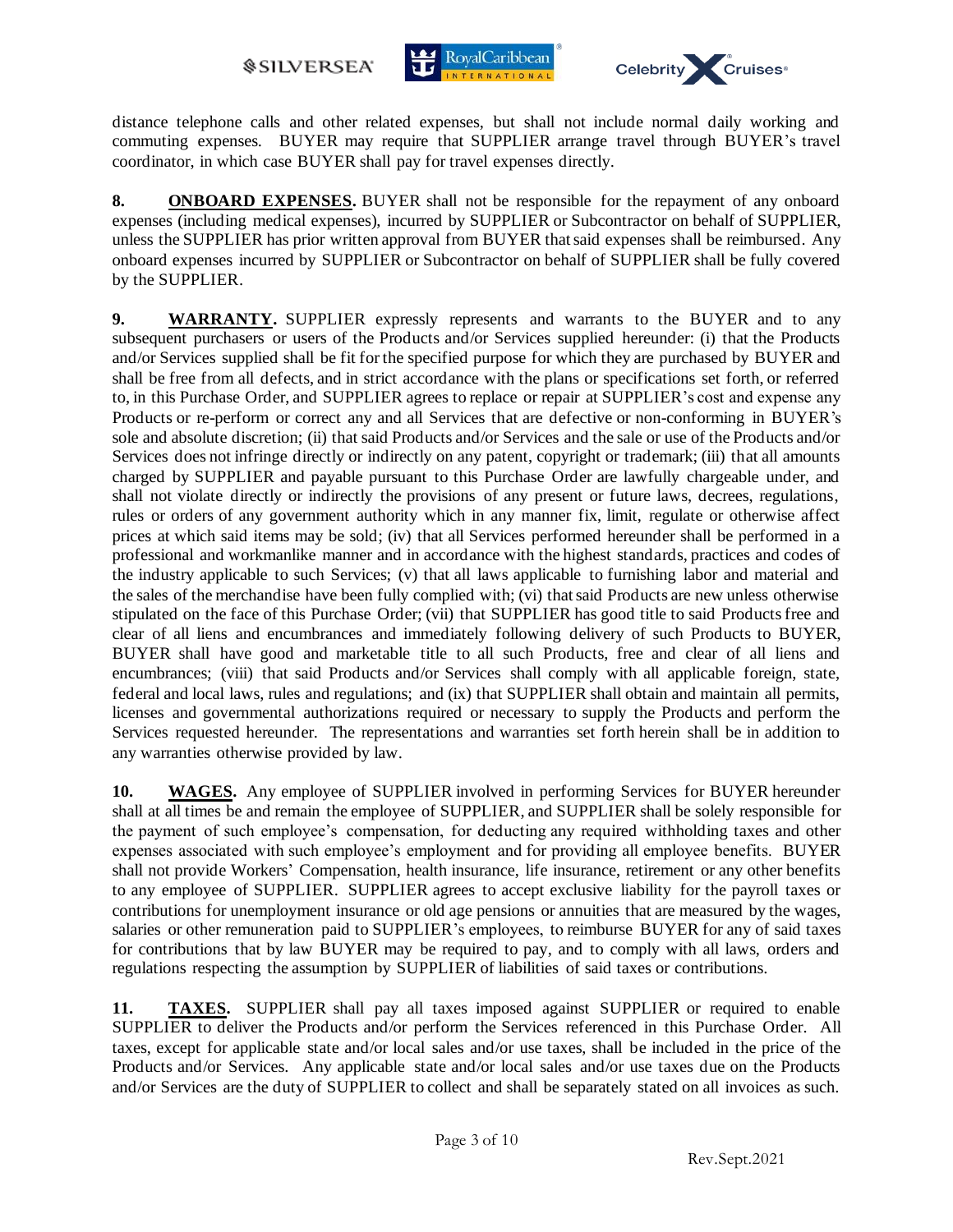distance telephone calls and other related expenses, but shall not include normal daily working and commuting expenses. BUYER may require that SUPPLIER arrange travel through BUYER's travel coordinator, in which case BUYER shall pay for travel expenses directly.

**8. ONBOARD EXPENSES.** BUYER shall not be responsible for the repayment of any onboard expenses (including medical expenses), incurred by SUPPLIER or Subcontractor on behalf of SUPPLIER, unless the SUPPLIER has prior written approval from BUYER that said expenses shall be reimbursed. Any onboard expenses incurred by SUPPLIER or Subcontractor on behalf of SUPPLIER shall be fully covered by the SUPPLIER.

**9. WARRANTY.** SUPPLIER expressly represents and warrants to the BUYER and to any subsequent purchasers or users of the Products and/or Services supplied hereunder: (i) that the Products and/or Services supplied shall be fit for the specified purpose for which they are purchased by BUYER and shall be free from all defects, and in strict accordance with the plans or specifications set forth, or referred to, in this Purchase Order, and SUPPLIER agrees to replace or repair at SUPPLIER's cost and expense any Products or re-perform or correct any and all Services that are defective or non-conforming in BUYER's sole and absolute discretion; (ii) that said Products and/or Services and the sale or use of the Products and/or Services does not infringe directly or indirectly on any patent, copyright or trademark; (iii) that all amounts charged by SUPPLIER and payable pursuant to this Purchase Order are lawfully chargeable under, and shall not violate directly or indirectly the provisions of any present or future laws, decrees, regulations, rules or orders of any government authority which in any manner fix, limit, regulate or otherwise affect prices at which said items may be sold; (iv) that all Services performed hereunder shall be performed in a professional and workmanlike manner and in accordance with the highest standards, practices and codes of the industry applicable to such Services; (v) that all laws applicable to furnishing labor and material and the sales of the merchandise have been fully complied with; (vi) that said Products are new unless otherwise stipulated on the face of this Purchase Order; (vii) that SUPPLIER has good title to said Products free and clear of all liens and encumbrances and immediately following delivery of such Products to BUYER, BUYER shall have good and marketable title to all such Products, free and clear of all liens and encumbrances; (viii) that said Products and/or Services shall comply with all applicable foreign, state, federal and local laws, rules and regulations; and (ix) that SUPPLIER shall obtain and maintain all permits, licenses and governmental authorizations required or necessary to supply the Products and perform the Services requested hereunder. The representations and warranties set forth herein shall be in addition to any warranties otherwise provided by law.

**10. WAGES.** Any employee of SUPPLIER involved in performing Services for BUYER hereunder shall at all times be and remain the employee of SUPPLIER, and SUPPLIER shall be solely responsible for the payment of such employee's compensation, for deducting any required withholding taxes and other expenses associated with such employee's employment and for providing all employee benefits. BUYER shall not provide Workers' Compensation, health insurance, life insurance, retirement or any other benefits to any employee of SUPPLIER. SUPPLIER agrees to accept exclusive liability for the payroll taxes or contributions for unemployment insurance or old age pensions or annuities that are measured by the wages, salaries or other remuneration paid to SUPPLIER's employees, to reimburse BUYER for any of said taxes for contributions that by law BUYER may be required to pay, and to comply with all laws, orders and regulations respecting the assumption by SUPPLIER of liabilities of said taxes or contributions.

**11. TAXES.** SUPPLIER shall pay all taxes imposed against SUPPLIER or required to enable SUPPLIER to deliver the Products and/or perform the Services referenced in this Purchase Order. All taxes, except for applicable state and/or local sales and/or use taxes, shall be included in the price of the Products and/or Services. Any applicable state and/or local sales and/or use taxes due on the Products and/or Services are the duty of SUPPLIER to collect and shall be separately stated on all invoices as such.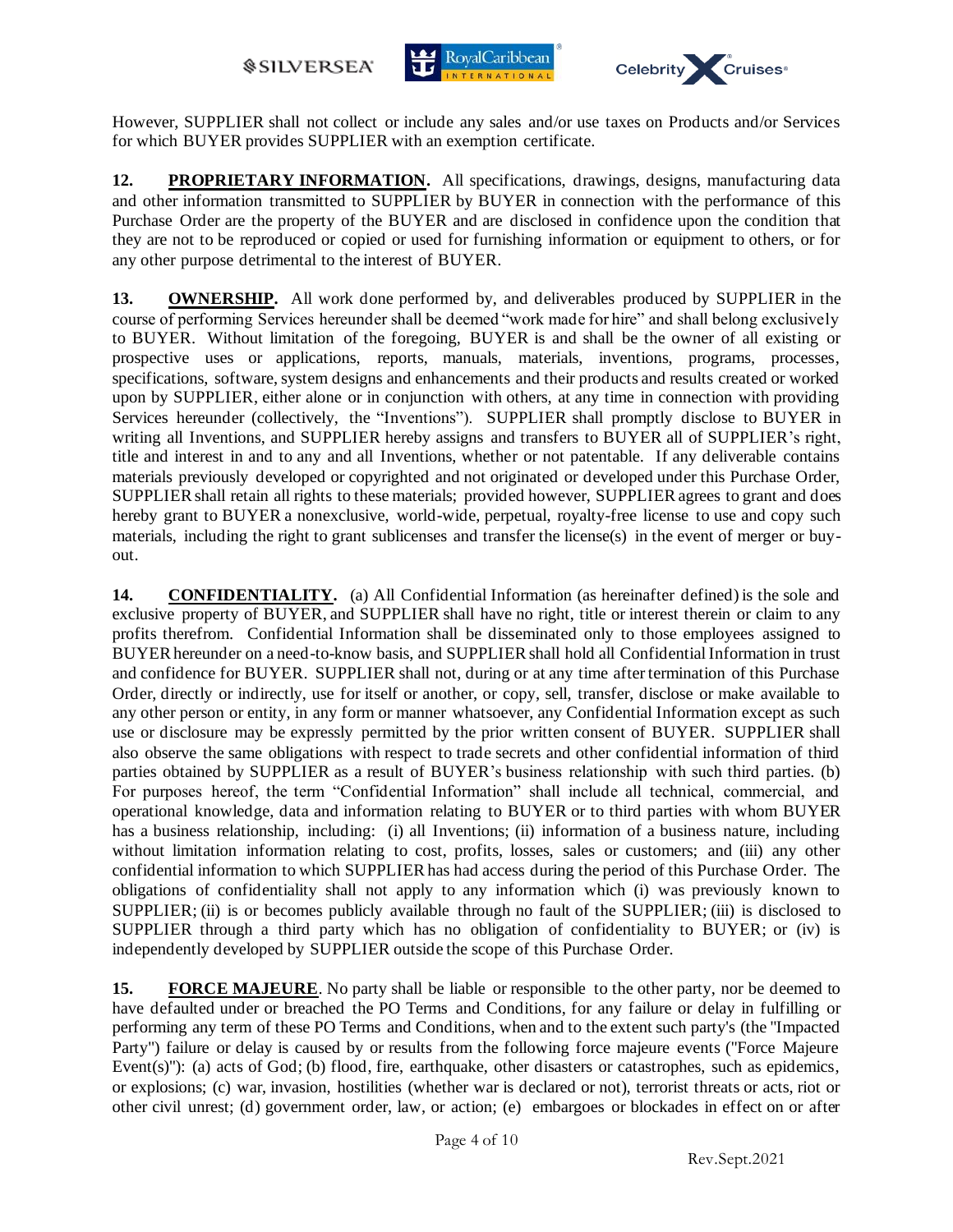However, SUPPLIER shall not collect or include any sales and/or use taxes on Products and/or Services for which BUYER provides SUPPLIER with an exemption certificate.

**12. PROPRIETARY INFORMATION.** All specifications, drawings, designs, manufacturing data and other information transmitted to SUPPLIER by BUYER in connection with the performance of this Purchase Order are the property of the BUYER and are disclosed in confidence upon the condition that they are not to be reproduced or copied or used for furnishing information or equipment to others, or for any other purpose detrimental to the interest of BUYER.

**13. OWNERSHIP.** All work done performed by, and deliverables produced by SUPPLIER in the course of performing Services hereunder shall be deemed "work made for hire" and shall belong exclusively to BUYER. Without limitation of the foregoing, BUYER is and shall be the owner of all existing or prospective uses or applications, reports, manuals, materials, inventions, programs, processes, specifications, software, system designs and enhancements and their products and results created or worked upon by SUPPLIER, either alone or in conjunction with others, at any time in connection with providing Services hereunder (collectively, the "Inventions"). SUPPLIER shall promptly disclose to BUYER in writing all Inventions, and SUPPLIER hereby assigns and transfers to BUYER all of SUPPLIER's right, title and interest in and to any and all Inventions, whether or not patentable. If any deliverable contains materials previously developed or copyrighted and not originated or developed under this Purchase Order, SUPPLIER shall retain all rights to these materials; provided however, SUPPLIER agrees to grant and does hereby grant to BUYER a nonexclusive, world-wide, perpetual, royalty-free license to use and copy such materials, including the right to grant sublicenses and transfer the license(s) in the event of merger or buy-out.

**14. CONFIDENTIALITY.** (a) All Confidential Information (as hereinafter defined) is the sole and exclusive property of BUYER, and SUPPLIER shall have no right, title or interest therein or claim to any profits therefrom. Confidential Information shall be disseminated only to those employees assigned to BUYER hereunder on a need-to-know basis, and SUPPLIER shall hold all Confidential Information in trust and confidence for BUYER. SUPPLIER shall not, during or at any time after termination of this Purchase Order, directly or indirectly, use for itself or another, or copy, sell, transfer, disclose or make available to any other person or entity, in any form or manner whatsoever, any Confidential Information except as such use or disclosure may be expressly permitted by the prior written consent of BUYER. SUPPLIER shall also observe the same obligations with respect to trade secrets and other confidential information of third parties obtained by SUPPLIER as a result of BUYER's business relationship with such third parties. (b) For purposes hereof, the term "Confidential Information" shall include all technical, commercial, and operational knowledge, data and information relating to BUYER or to third parties with whom BUYER has a business relationship, including: (i) all Inventions; (ii) information of a business nature, including without limitation information relating to cost, profits, losses, sales or customers; and (iii) any other confidential information to which SUPPLIER has had access during the period of this Purchase Order. The obligations of confidentiality shall not apply to any information which (i) was previously known to SUPPLIER; (ii) is or becomes publicly available through no fault of the SUPPLIER; (iii) is disclosed to SUPPLIER through a third party which has no obligation of confidentiality to BUYER; or (iv) is independently developed by SUPPLIER outside the scope of this Purchase Order.

**15. FORCE MAJEURE**. No party shall be liable or responsible to the other party, nor be deemed to have defaulted under or breached the PO Terms and Conditions, for any failure or delay in fulfilling or performing any term of these PO Terms and Conditions, when and to the extent such party's (the "Impacted Party") failure or delay is caused by or results from the following force majeure events ("Force Majeure Event(s)"): (a) acts of God; (b) flood, fire, earthquake, other disasters or catastrophes, such as epidemics, or explosions; (c) war, invasion, hostilities (whether war is declared or not), terrorist threats or acts, riot or other civil unrest; (d) government order, law, or action; (e) embargoes or blockades in effect on or after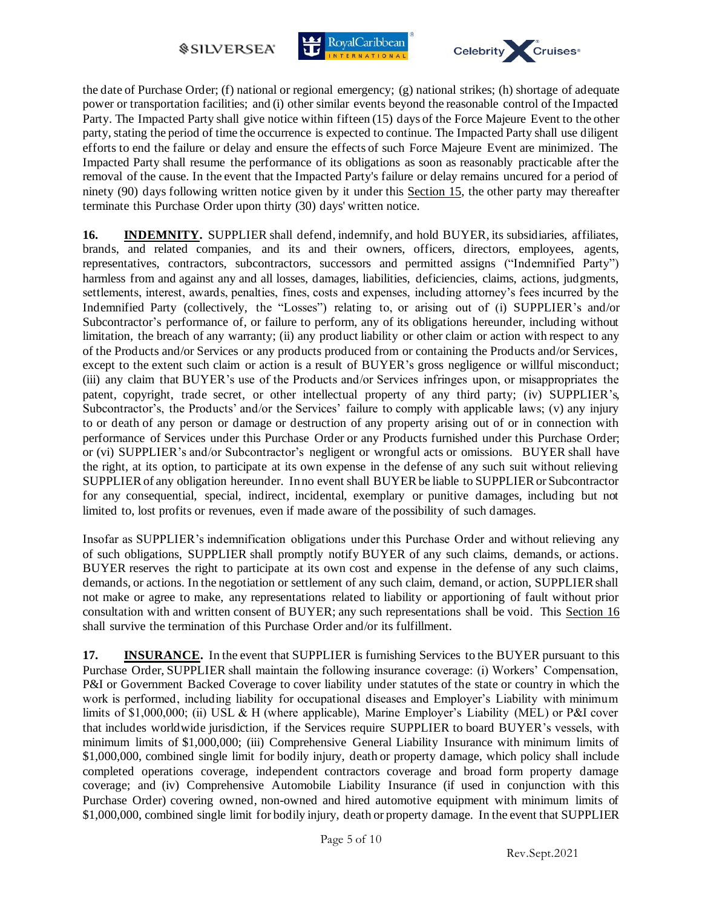the date of Purchase Order; (f) national or regional emergency; (g) national strikes; (h) shortage of adequate power or transportation facilities; and (i) other similar events beyond the reasonable control of the Impacted Party. The Impacted Party shall give notice within fifteen (15) days of the Force Majeure Event to the other party, stating the period of time the occurrence is expected to continue. The Impacted Party shall use diligent efforts to end the failure or delay and ensure the effects of such Force Majeure Event are minimized. The Impacted Party shall resume the performance of its obligations as soon as reasonably practicable after the removal of the cause. In the event that the Impacted Party's failure or delay remains uncured for a period of ninety (90) days following written notice given by it under this Section 15, the other party may thereafter terminate this Purchase Order upon thirty (30) days' written notice.

**16. INDEMNITY.** SUPPLIER shall defend, indemnify, and hold BUYER, its subsidiaries, affiliates, brands, and related companies, and its and their owners, officers, directors, employees, agents, representatives, contractors, subcontractors, successors and permitted assigns ("Indemnified Party") harmless from and against any and all losses, damages, liabilities, deficiencies, claims, actions, judgments, settlements, interest, awards, penalties, fines, costs and expenses, including attorney's fees incurred by the Indemnified Party (collectively, the "Losses") relating to, or arising out of (i) SUPPLIER's and/or Subcontractor's performance of, or failure to perform, any of its obligations hereunder, including without limitation, the breach of any warranty; (ii) any product liability or other claim or action with respect to any of the Products and/or Services or any products produced from or containing the Products and/or Services, except to the extent such claim or action is a result of BUYER's gross negligence or willful misconduct; (iii) any claim that BUYER's use of the Products and/or Services infringes upon, or misappropriates the patent, copyright, trade secret, or other intellectual property of any third party; (iv) SUPPLIER's, Subcontractor's, the Products' and/or the Services' failure to comply with applicable laws; (v) any injury to or death of any person or damage or destruction of any property arising out of or in connection with performance of Services under this Purchase Order or any Products furnished under this Purchase Order; or (vi) SUPPLIER's and/or Subcontractor's negligent or wrongful acts or omissions. BUYER shall have the right, at its option, to participate at its own expense in the defense of any such suit without relieving SUPPLIER of any obligation hereunder. In no event shall BUYER be liable to SUPPLIER or Subcontractor for any consequential, special, indirect, incidental, exemplary or punitive damages, including but not limited to, lost profits or revenues, even if made aware of the possibility of such damages.

Insofar as SUPPLIER's indemnification obligations under this Purchase Order and without relieving any of such obligations, SUPPLIER shall promptly notify BUYER of any such claims, demands, or actions. BUYER reserves the right to participate at its own cost and expense in the defense of any such claims, demands, or actions. In the negotiation or settlement of any such claim, demand, or action, SUPPLIER shall not make or agree to make, any representations related to liability or apportioning of fault without prior consultation with and written consent of BUYER; any such representations shall be void. This Section 16 shall survive the termination of this Purchase Order and/or its fulfillment.

**17. INSURANCE.** In the event that SUPPLIER is furnishing Services to the BUYER pursuant to this Purchase Order, SUPPLIER shall maintain the following insurance coverage: (i) Workers' Compensation, P&I or Government Backed Coverage to cover liability under statutes of the state or country in which the work is performed, including liability for occupational diseases and Employer's Liability with minimum limits of $1,000,000; (ii) USL & H (where applicable), Marine Employer's Liability (MEL) or P&I cover that includes worldwide jurisdiction, if the Services require SUPPLIER to board BUYER's vessels, with minimum limits of $1,000,000; (iii) Comprehensive General Liability Insurance with minimum limits of $1,000,000, combined single limit for bodily injury, death or property damage, which policy shall include completed operations coverage, independent contractors coverage and broad form property damage coverage; and (iv) Comprehensive Automobile Liability Insurance (if used in conjunction with this Purchase Order) covering owned, non-owned and hired automotive equipment with minimum limits of $1,000,000, combined single limit for bodily injury, death or property damage. In the event that SUPPLIER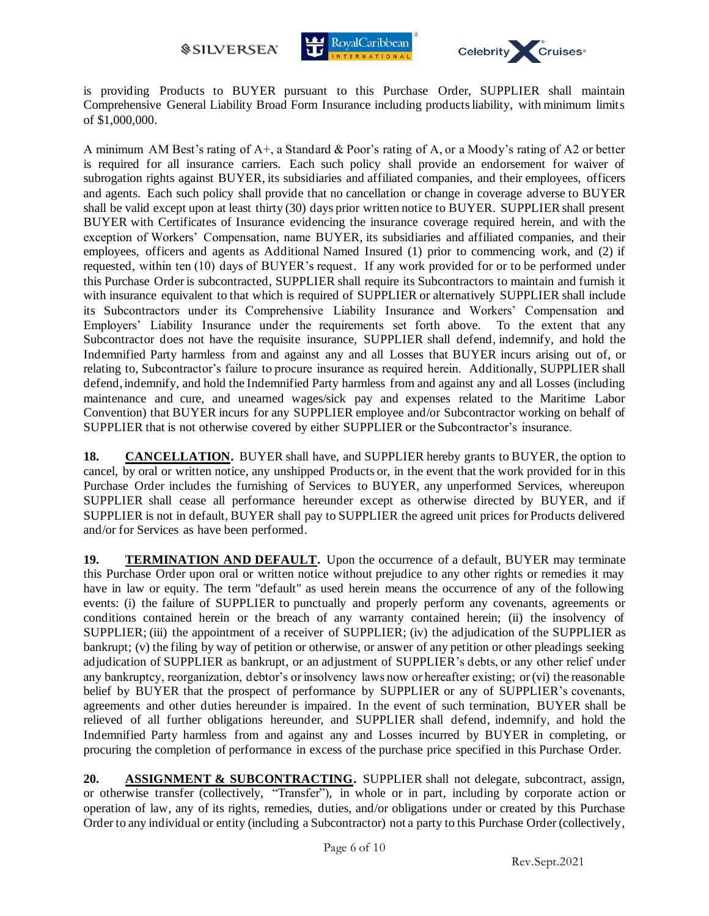is providing Products to BUYER pursuant to this Purchase Order, SUPPLIER shall maintain Comprehensive General Liability Broad Form Insurance including products liability, with minimum limits of $1,000,000.

A minimum AM Best's rating of A+, a Standard & Poor's rating of A, or a Moody's rating of A2 or better is required for all insurance carriers. Each such policy shall provide an endorsement for waiver of subrogation rights against BUYER, its subsidiaries and affiliated companies, and their employees, officers and agents. Each such policy shall provide that no cancellation or change in coverage adverse to BUYER shall be valid except upon at least thirty (30) days prior written notice to BUYER. SUPPLIER shall present BUYER with Certificates of Insurance evidencing the insurance coverage required herein, and with the exception of Workers' Compensation, name BUYER, its subsidiaries and affiliated companies, and their employees, officers and agents as Additional Named Insured (1) prior to commencing work, and (2) if requested, within ten (10) days of BUYER's request. If any work provided for or to be performed under this Purchase Order is subcontracted, SUPPLIER shall require its Subcontractors to maintain and furnish it with insurance equivalent to that which is required of SUPPLIER or alternatively SUPPLIER shall include its Subcontractors under its Comprehensive Liability Insurance and Workers' Compensation and Employers' Liability Insurance under the requirements set forth above. To the extent that any Subcontractor does not have the requisite insurance, SUPPLIER shall defend, indemnify, and hold the Indemnified Party harmless from and against any and all Losses that BUYER incurs arising out of, or relating to, Subcontractor's failure to procure insurance as required herein. Additionally, SUPPLIER shall defend, indemnify, and hold the Indemnified Party harmless from and against any and all Losses (including maintenance and cure, and unearned wages/sick pay and expenses related to the Maritime Labor Convention) that BUYER incurs for any SUPPLIER employee and/or Subcontractor working on behalf of SUPPLIER that is not otherwise covered by either SUPPLIER or the Subcontractor's insurance.

**18. CANCELLATION.** BUYER shall have, and SUPPLIER hereby grants to BUYER, the option to cancel, by oral or written notice, any unshipped Products or, in the event that the work provided for in this Purchase Order includes the furnishing of Services to BUYER, any unperformed Services, whereupon SUPPLIER shall cease all performance hereunder except as otherwise directed by BUYER, and if SUPPLIER is not in default, BUYER shall pay to SUPPLIER the agreed unit prices for Products delivered and/or for Services as have been performed.

**19. TERMINATION AND DEFAULT.** Upon the occurrence of a default, BUYER may terminate this Purchase Order upon oral or written notice without prejudice to any other rights or remedies it may have in law or equity. The term "default" as used herein means the occurrence of any of the following events: (i) the failure of SUPPLIER to punctually and properly perform any covenants, agreements or conditions contained herein or the breach of any warranty contained herein; (ii) the insolvency of SUPPLIER; (iii) the appointment of a receiver of SUPPLIER; (iv) the adjudication of the SUPPLIER as bankrupt; (v) the filing by way of petition or otherwise, or answer of any petition or other pleadings seeking adjudication of SUPPLIER as bankrupt, or an adjustment of SUPPLIER's debts, or any other relief under any bankruptcy, reorganization, debtor's or insolvency laws now or hereafter existing; or (vi) the reasonable belief by BUYER that the prospect of performance by SUPPLIER or any of SUPPLIER's covenants, agreements and other duties hereunder is impaired. In the event of such termination, BUYER shall be relieved of all further obligations hereunder, and SUPPLIER shall defend, indemnify, and hold the Indemnified Party harmless from and against any and Losses incurred by BUYER in completing, or procuring the completion of performance in excess of the purchase price specified in this Purchase Order.

**20. ASSIGNMENT & SUBCONTRACTING.** SUPPLIER shall not delegate, subcontract, assign, or otherwise transfer (collectively, "Transfer"), in whole or in part, including by corporate action or operation of law, any of its rights, remedies, duties, and/or obligations under or created by this Purchase Order to any individual or entity (including a Subcontractor) not a party to this Purchase Order (collectively,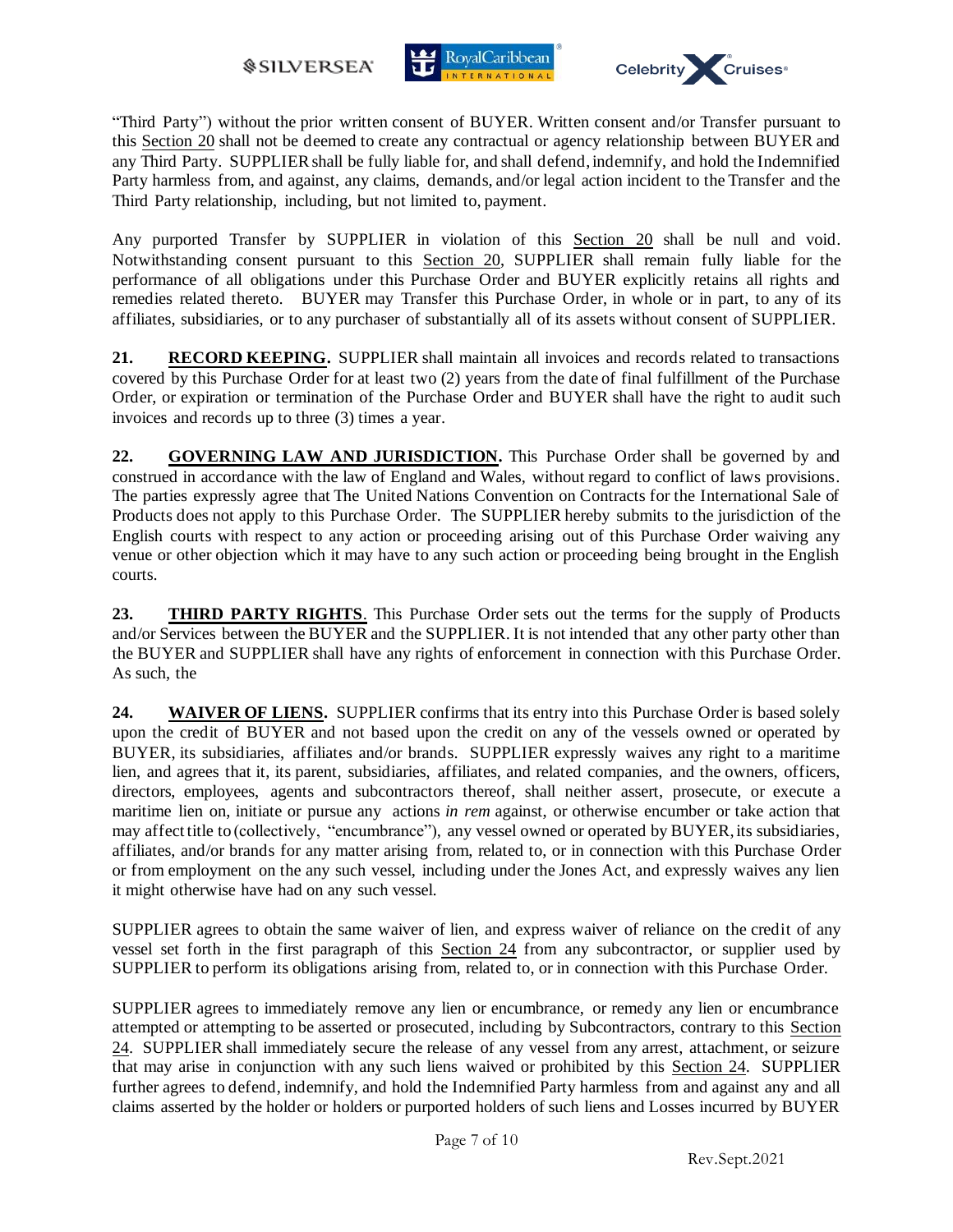"Third Party") without the prior written consent of BUYER. Written consent and/or Transfer pursuant to this Section 20 shall not be deemed to create any contractual or agency relationship between BUYER and any Third Party. SUPPLIER shall be fully liable for, and shall defend, indemnify, and hold the Indemnified Party harmless from, and against, any claims, demands, and/or legal action incident to the Transfer and the Third Party relationship, including, but not limited to, payment.

Any purported Transfer by SUPPLIER in violation of this Section 20 shall be null and void. Notwithstanding consent pursuant to this Section 20, SUPPLIER shall remain fully liable for the performance of all obligations under this Purchase Order and BUYER explicitly retains all rights and remedies related thereto. BUYER may Transfer this Purchase Order, in whole or in part, to any of its affiliates, subsidiaries, or to any purchaser of substantially all of its assets without consent of SUPPLIER.

**21. RECORD KEEPING.** SUPPLIER shall maintain all invoices and records related to transactions covered by this Purchase Order for at least two (2) years from the date of final fulfillment of the Purchase Order, or expiration or termination of the Purchase Order and BUYER shall have the right to audit such invoices and records up to three (3) times a year.

**22. GOVERNING LAW AND JURISDICTION.** This Purchase Order shall be governed by and construed in accordance with the law of England and Wales, without regard to conflict of laws provisions. The parties expressly agree that The United Nations Convention on Contracts for the International Sale of Products does not apply to this Purchase Order. The SUPPLIER hereby submits to the jurisdiction of the English courts with respect to any action or proceeding arising out of this Purchase Order waiving any venue or other objection which it may have to any such action or proceeding being brought in the English courts.

**23. THIRD PARTY RIGHTS**. This Purchase Order sets out the terms for the supply of Products and/or Services between the BUYER and the SUPPLIER. It is not intended that any other party other than the BUYER and SUPPLIER shall have any rights of enforcement in connection with this Purchase Order. As such, the

**24. WAIVER OF LIENS.** SUPPLIER confirms that its entry into this Purchase Order is based solely upon the credit of BUYER and not based upon the credit on any of the vessels owned or operated by BUYER, its subsidiaries, affiliates and/or brands. SUPPLIER expressly waives any right to a maritime lien, and agrees that it, its parent, subsidiaries, affiliates, and related companies, and the owners, officers, directors, employees, agents and subcontractors thereof, shall neither assert, prosecute, or execute a maritime lien on, initiate or pursue any actions *in rem* against, or otherwise encumber or take action that may affect title to (collectively, "encumbrance"), any vessel owned or operated by BUYER, its subsidiaries, affiliates, and/or brands for any matter arising from, related to, or in connection with this Purchase Order or from employment on the any such vessel, including under the Jones Act, and expressly waives any lien it might otherwise have had on any such vessel.

SUPPLIER agrees to obtain the same waiver of lien, and express waiver of reliance on the credit of any vessel set forth in the first paragraph of this Section 24 from any subcontractor, or supplier used by SUPPLIER to perform its obligations arising from, related to, or in connection with this Purchase Order.

SUPPLIER agrees to immediately remove any lien or encumbrance, or remedy any lien or encumbrance attempted or attempting to be asserted or prosecuted, including by Subcontractors, contrary to this Section 24. SUPPLIER shall immediately secure the release of any vessel from any arrest, attachment, or seizure that may arise in conjunction with any such liens waived or prohibited by this Section 24. SUPPLIER further agrees to defend, indemnify, and hold the Indemnified Party harmless from and against any and all claims asserted by the holder or holders or purported holders of such liens and Losses incurred by BUYER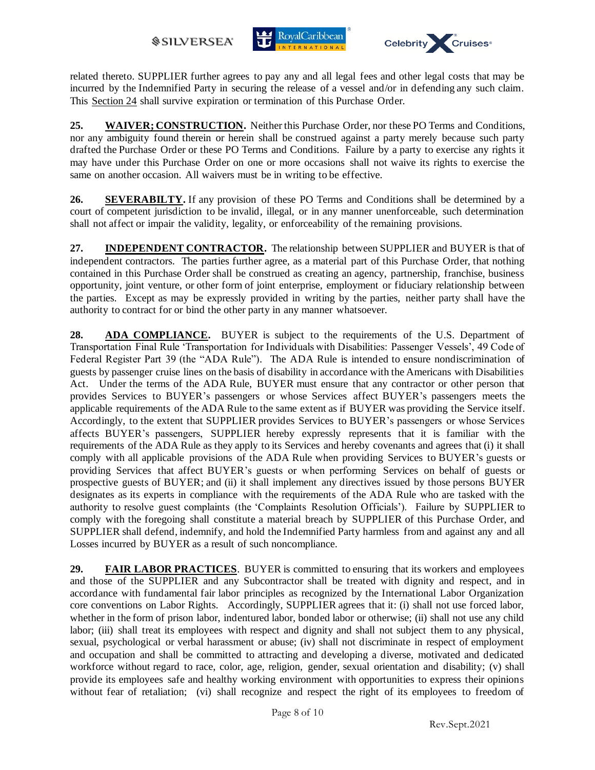related thereto. SUPPLIER further agrees to pay any and all legal fees and other legal costs that may be incurred by the Indemnified Party in securing the release of a vessel and/or in defending any such claim. This Section 24 shall survive expiration or termination of this Purchase Order.

**25. WAIVER; CONSTRUCTION.** Neither this Purchase Order, nor these PO Terms and Conditions, nor any ambiguity found therein or herein shall be construed against a party merely because such party drafted the Purchase Order or these PO Terms and Conditions. Failure by a party to exercise any rights it may have under this Purchase Order on one or more occasions shall not waive its rights to exercise the same on another occasion. All waivers must be in writing to be effective.

**26. SEVERABILTY.** If any provision of these PO Terms and Conditions shall be determined by a court of competent jurisdiction to be invalid, illegal, or in any manner unenforceable, such determination shall not affect or impair the validity, legality, or enforceability of the remaining provisions.

**27. INDEPENDENT CONTRACTOR.** The relationship between SUPPLIER and BUYER is that of independent contractors. The parties further agree, as a material part of this Purchase Order, that nothing contained in this Purchase Order shall be construed as creating an agency, partnership, franchise, business opportunity, joint venture, or other form of joint enterprise, employment or fiduciary relationship between the parties. Except as may be expressly provided in writing by the parties, neither party shall have the authority to contract for or bind the other party in any manner whatsoever.

**28. ADA COMPLIANCE.** BUYER is subject to the requirements of the U.S. Department of Transportation Final Rule 'Transportation for Individuals with Disabilities: Passenger Vessels', 49 Code of Federal Register Part 39 (the "ADA Rule"). The ADA Rule is intended to ensure nondiscrimination of guests by passenger cruise lines on the basis of disability in accordance with the Americans with Disabilities Act. Under the terms of the ADA Rule, BUYER must ensure that any contractor or other person that provides Services to BUYER's passengers or whose Services affect BUYER's passengers meets the applicable requirements of the ADA Rule to the same extent as if BUYER was providing the Service itself. Accordingly, to the extent that SUPPLIER provides Services to BUYER's passengers or whose Services affects BUYER's passengers, SUPPLIER hereby expressly represents that it is familiar with the requirements of the ADA Rule as they apply to its Services and hereby covenants and agrees that (i) it shall comply with all applicable provisions of the ADA Rule when providing Services to BUYER's guests or providing Services that affect BUYER's guests or when performing Services on behalf of guests or prospective guests of BUYER; and (ii) it shall implement any directives issued by those persons BUYER designates as its experts in compliance with the requirements of the ADA Rule who are tasked with the authority to resolve guest complaints (the 'Complaints Resolution Officials'). Failure by SUPPLIER to comply with the foregoing shall constitute a material breach by SUPPLIER of this Purchase Order, and SUPPLIER shall defend, indemnify, and hold the Indemnified Party harmless from and against any and all Losses incurred by BUYER as a result of such noncompliance.

**29. FAIR LABOR PRACTICES.** BUYER is committed to ensuring that its workers and employees and those of the SUPPLIER and any Subcontractor shall be treated with dignity and respect, and in accordance with fundamental fair labor principles as recognized by the International Labor Organization core conventions on Labor Rights. Accordingly, SUPPLIER agrees that it: (i) shall not use forced labor, whether in the form of prison labor, indentured labor, bonded labor or otherwise; (ii) shall not use any child labor; (iii) shall treat its employees with respect and dignity and shall not subject them to any physical, sexual, psychological or verbal harassment or abuse; (iv) shall not discriminate in respect of employment and occupation and shall be committed to attracting and developing a diverse, motivated and dedicated workforce without regard to race, color, age, religion, gender, sexual orientation and disability; (v) shall provide its employees safe and healthy working environment with opportunities to express their opinions without fear of retaliation; (vi) shall recognize and respect the right of its employees to freedom of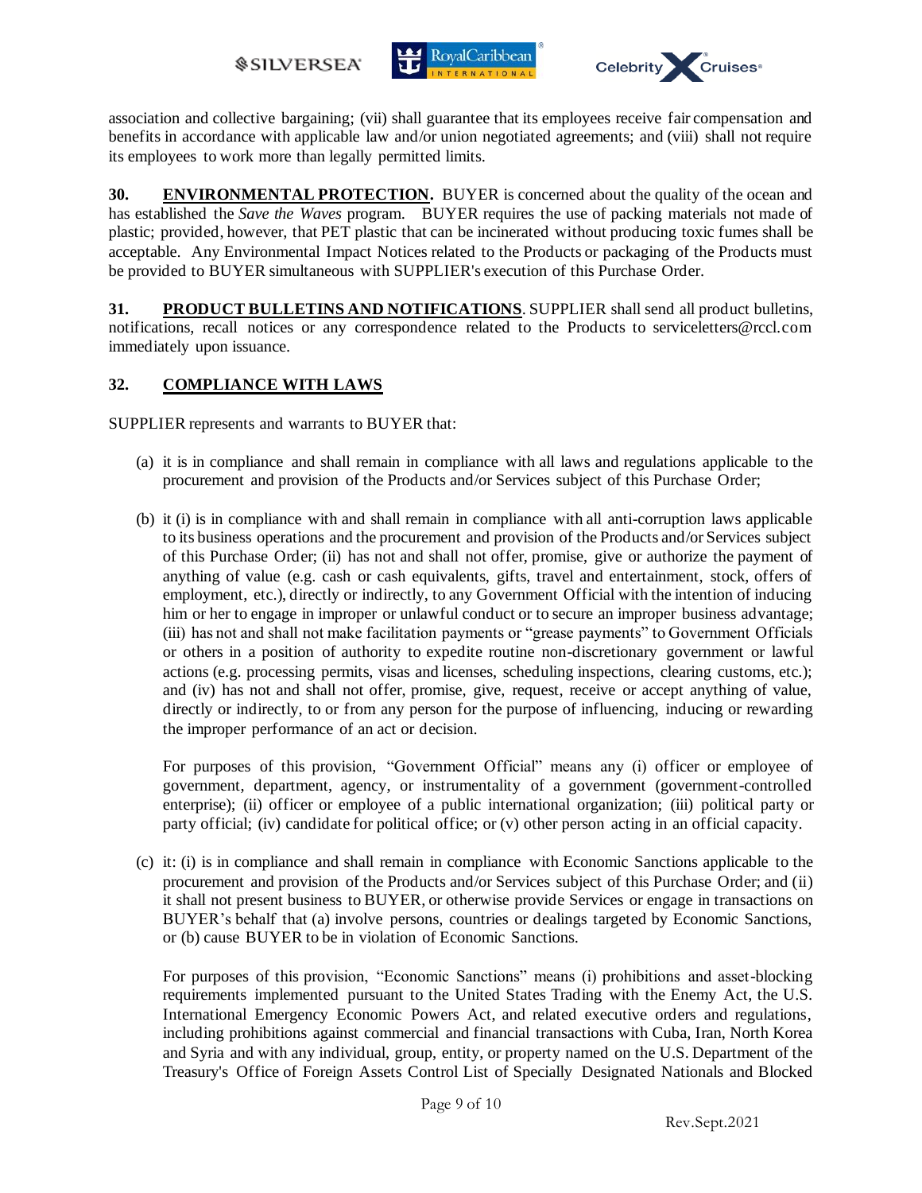association and collective bargaining; (vii) shall guarantee that its employees receive fair compensation and benefits in accordance with applicable law and/or union negotiated agreements; and (viii) shall not require its employees to work more than legally permitted limits.

**30. ENVIRONMENTAL PROTECTION.** BUYER is concerned about the quality of the ocean and has established the *Save the Waves* program. BUYER requires the use of packing materials not made of plastic; provided, however, that PET plastic that can be incinerated without producing toxic fumes shall be acceptable. Any Environmental Impact Notices related to the Products or packaging of the Products must be provided to BUYER simultaneous with SUPPLIER's execution of this Purchase Order.

**31. PRODUCT BULLETINS AND NOTIFICATIONS**. SUPPLIER shall send all product bulletins, notifications, recall notices or any correspondence related to the Products to serviceletters@rccl.com immediately upon issuance.

**32. COMPLIANCE WITH LAWS**

SUPPLIER represents and warrants to BUYER that:

(a) it is in compliance and shall remain in compliance with all laws and regulations applicable to the procurement and provision of the Products and/or Services subject of this Purchase Order;

(b) it (i) is in compliance with and shall remain in compliance with all anti-corruption laws applicable to its business operations and the procurement and provision of the Products and/or Services subject of this Purchase Order; (ii) has not and shall not offer, promise, give or authorize the payment of anything of value (e.g. cash or cash equivalents, gifts, travel and entertainment, stock, offers of employment, etc.), directly or indirectly, to any Government Official with the intention of inducing him or her to engage in improper or unlawful conduct or to secure an improper business advantage; (iii) has not and shall not make facilitation payments or "grease payments" to Government Officials or others in a position of authority to expedite routine non-discretionary government or lawful actions (e.g. processing permits, visas and licenses, scheduling inspections, clearing customs, etc.); and (iv) has not and shall not offer, promise, give, request, receive or accept anything of value, directly or indirectly, to or from any person for the purpose of influencing, inducing or rewarding the improper performance of an act or decision.

For purposes of this provision, "Government Official" means any (i) officer or employee of government, department, agency, or instrumentality of a government (government-controlled enterprise); (ii) officer or employee of a public international organization; (iii) political party or party official; (iv) candidate for political office; or (v) other person acting in an official capacity.

(c) it: (i) is in compliance and shall remain in compliance with Economic Sanctions applicable to the procurement and provision of the Products and/or Services subject of this Purchase Order; and (ii) it shall not present business to BUYER, or otherwise provide Services or engage in transactions on BUYER's behalf that (a) involve persons, countries or dealings targeted by Economic Sanctions, or (b) cause BUYER to be in violation of Economic Sanctions.

For purposes of this provision, "Economic Sanctions" means (i) prohibitions and asset-blocking requirements implemented pursuant to the United States Trading with the Enemy Act, the U.S. International Emergency Economic Powers Act, and related executive orders and regulations, including prohibitions against commercial and financial transactions with Cuba, Iran, North Korea and Syria and with any individual, group, entity, or property named on the U.S. Department of the Treasury's Office of Foreign Assets Control List of Specially Designated Nationals and Blocked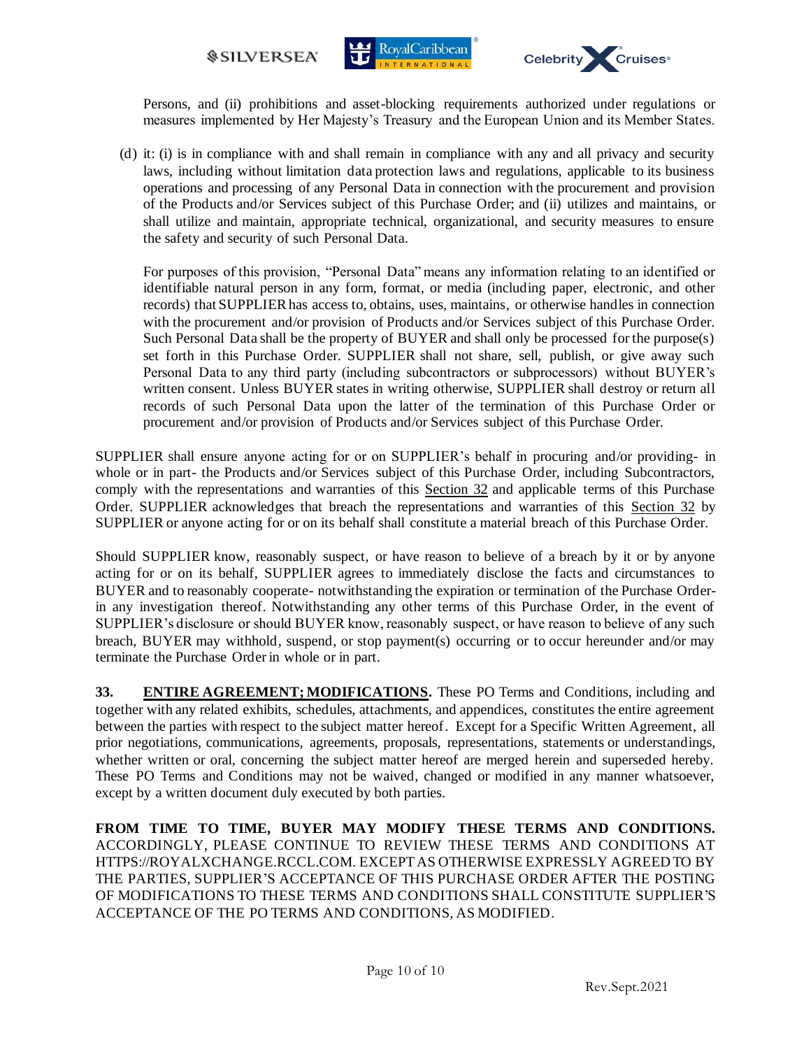Persons, and (ii) prohibitions and asset-blocking requirements authorized under regulations or measures implemented by Her Majesty's Treasury and the European Union and its Member States.

(d) it: (i) is in compliance with and shall remain in compliance with any and all privacy and security laws, including without limitation data protection laws and regulations, applicable to its business operations and processing of any Personal Data in connection with the procurement and provision of the Products and/or Services subject of this Purchase Order; and (ii) utilizes and maintains, or shall utilize and maintain, appropriate technical, organizational, and security measures to ensure the safety and security of such Personal Data.

For purposes of this provision, "Personal Data" means any information relating to an identified or identifiable natural person in any form, format, or media (including paper, electronic, and other records) that SUPPLIER has access to, obtains, uses, maintains, or otherwise handles in connection with the procurement and/or provision of Products and/or Services subject of this Purchase Order. Such Personal Data shall be the property of BUYER and shall only be processed for the purpose(s) set forth in this Purchase Order. SUPPLIER shall not share, sell, publish, or give away such Personal Data to any third party (including subcontractors or subprocessors) without BUYER's written consent. Unless BUYER states in writing otherwise, SUPPLIER shall destroy or return all records of such Personal Data upon the latter of the termination of this Purchase Order or procurement and/or provision of Products and/or Services subject of this Purchase Order.

SUPPLIER shall ensure anyone acting for or on SUPPLIER's behalf in procuring and/or providing- in whole or in part- the Products and/or Services subject of this Purchase Order, including Subcontractors, comply with the representations and warranties of this Section 32 and applicable terms of this Purchase Order. SUPPLIER acknowledges that breach the representations and warranties of this Section 32 by SUPPLIER or anyone acting for or on its behalf shall constitute a material breach of this Purchase Order.

Should SUPPLIER know, reasonably suspect, or have reason to believe of a breach by it or by anyone acting for or on its behalf, SUPPLIER agrees to immediately disclose the facts and circumstances to BUYER and to reasonably cooperate- notwithstanding the expiration or termination of the Purchase Order- in any investigation thereof. Notwithstanding any other terms of this Purchase Order, in the event of SUPPLIER's disclosure or should BUYER know, reasonably suspect, or have reason to believe of any such breach, BUYER may withhold, suspend, or stop payment(s) occurring or to occur hereunder and/or may terminate the Purchase Order in whole or in part.

**33. ENTIRE AGREEMENT; MODIFICATIONS.** These PO Terms and Conditions, including and together with any related exhibits, schedules, attachments, and appendices, constitutes the entire agreement between the parties with respect to the subject matter hereof. Except for a Specific Written Agreement, all prior negotiations, communications, agreements, proposals, representations, statements or understandings, whether written or oral, concerning the subject matter hereof are merged herein and superseded hereby. These PO Terms and Conditions may not be waived, changed or modified in any manner whatsoever, except by a written document duly executed by both parties.

**FROM TIME TO TIME, BUYER MAY MODIFY THESE TERMS AND CONDITIONS.** ACCORDINGLY, PLEASE CONTINUE TO REVIEW THESE TERMS AND CONDITIONS AT HTTPS://ROYALXCHANGE.RCCL.COM. EXCEPT AS OTHERWISE EXPRESSLY AGREED TO BY THE PARTIES, SUPPLIER'S ACCEPTANCE OF THIS PURCHASE ORDER AFTER THE POSTING OF MODIFICATIONS TO THESE TERMS AND CONDITIONS SHALL CONSTITUTE SUPPLIER'S ACCEPTANCE OF THE PO TERMS AND CONDITIONS, AS MODIFIED.